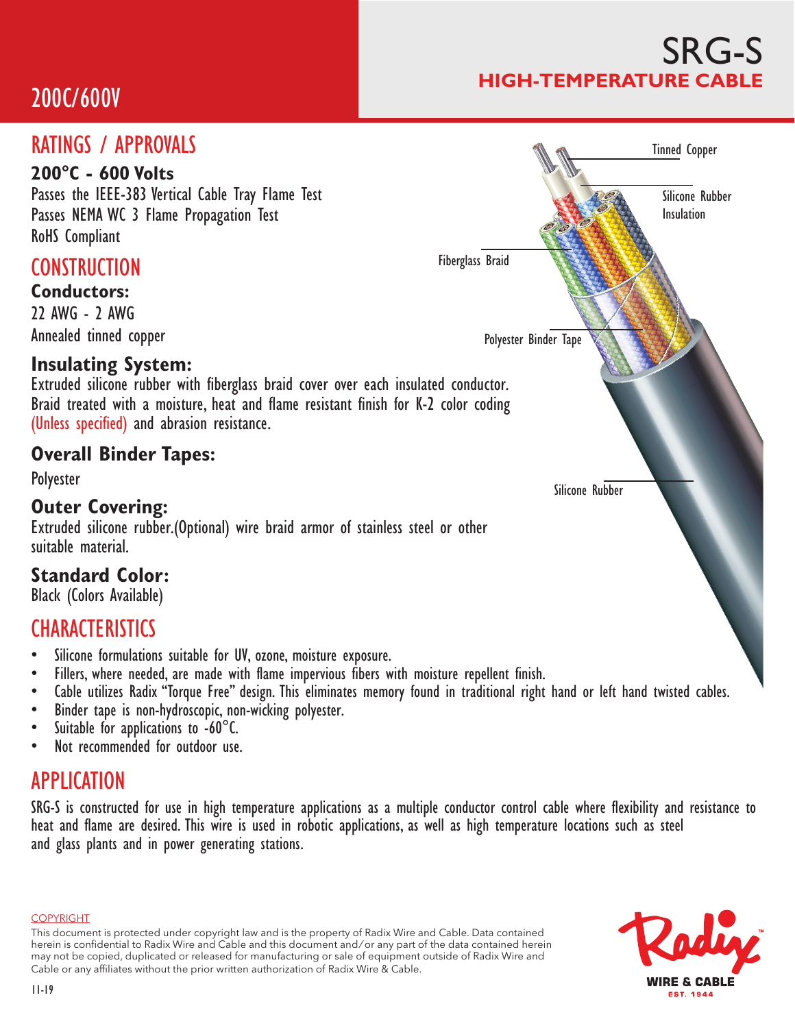# SRG-S

## HIGH-TEMPERATURE CABLE

200C/600V

## RATINGS / APPROVALS

**200°C - 600 Volts**

Passes the IEEE-383 Vertical Cable Tray Flame Test
Passes NEMA WC 3 Flame Propagation Test
RoHS Compliant

## CONSTRUCTION

### Conductors:

22 AWG - 2 AWG
Annealed tinned copper

### Insulating System:

Extruded silicone rubber with fiberglass braid cover over each insulated conductor. Braid treated with a moisture, heat and flame resistant finish for K-2 color coding (Unless specified) and abrasion resistance.

### Overall Binder Tapes:

Polyester

### Outer Covering:

Extruded silicone rubber.(Optional) wire braid armor of stainless steel or other suitable material.

### Standard Color:

Black (Colors Available)

Tinned Copper

Silicone Rubber Insulation

Fiberglass Braid

Polyester Binder Tape

Silicone Rubber

## CHARACTERISTICS

- Silicone formulations suitable for UV, ozone, moisture exposure.
- Fillers, where needed, are made with flame impervious fibers with moisture repellent finish.
- Cable utilizes Radix "Torque Free" design. This eliminates memory found in traditional right hand or left hand twisted cables.
- Binder tape is non-hydroscopic, non-wicking polyester.
- Suitable for applications to -60°C.
- Not recommended for outdoor use.

## APPLICATION

SRG-S is constructed for use in high temperature applications as a multiple conductor control cable where flexibility and resistance to heat and flame are desired. This wire is used in robotic applications, as well as high temperature locations such as steel and glass plants and in power generating stations.

COPYRIGHT

This document is protected under copyright law and is the property of Radix Wire and Cable. Data contained herein is confidential to Radix Wire and Cable and this document and/or any part of the data contained herein may not be copied, duplicated or released for manufacturing or sale of equipment outside of Radix Wire and Cable or any affiliates without the prior written authorization of Radix Wire & Cable.

11-19

Radix WIRE & CABLE EST. 1944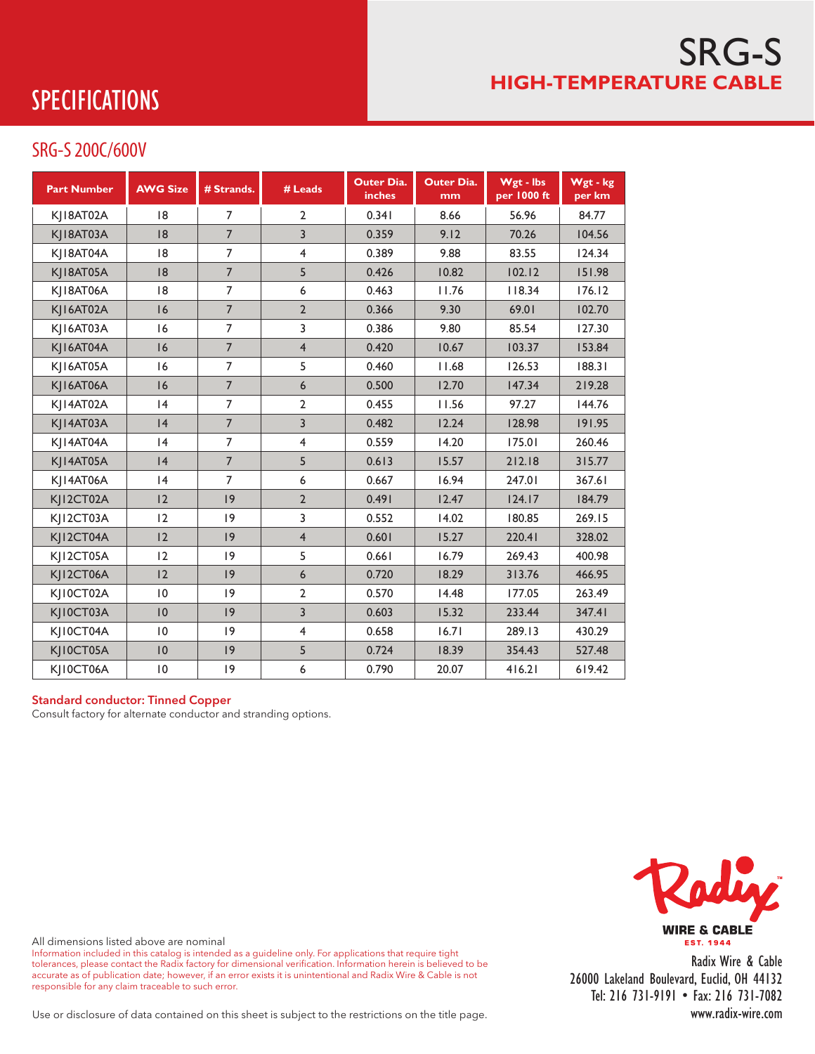# SPECIFICATIONS

# SRG-S
## HIGH-TEMPERATURE CABLE

### SRG-S 200C/600V

| Part Number | AWG Size | # Strands. | # Leads | Outer Dia. inches | Outer Dia. mm | Wgt - lbs per 1000 ft | Wgt - kg per km |
|---|---|---|---|---|---|---|---|
| KJ18AT02A | 18 | 7 | 2 | 0.341 | 8.66 | 56.96 | 84.77 |
| KJ18AT03A | 18 | 7 | 3 | 0.359 | 9.12 | 70.26 | 104.56 |
| KJ18AT04A | 18 | 7 | 4 | 0.389 | 9.88 | 83.55 | 124.34 |
| KJ18AT05A | 18 | 7 | 5 | 0.426 | 10.82 | 102.12 | 151.98 |
| KJ18AT06A | 18 | 7 | 6 | 0.463 | 11.76 | 118.34 | 176.12 |
| KJ16AT02A | 16 | 7 | 2 | 0.366 | 9.30 | 69.01 | 102.70 |
| KJ16AT03A | 16 | 7 | 3 | 0.386 | 9.80 | 85.54 | 127.30 |
| KJ16AT04A | 16 | 7 | 4 | 0.420 | 10.67 | 103.37 | 153.84 |
| KJ16AT05A | 16 | 7 | 5 | 0.460 | 11.68 | 126.53 | 188.31 |
| KJ16AT06A | 16 | 7 | 6 | 0.500 | 12.70 | 147.34 | 219.28 |
| KJ14AT02A | 14 | 7 | 2 | 0.455 | 11.56 | 97.27 | 144.76 |
| KJ14AT03A | 14 | 7 | 3 | 0.482 | 12.24 | 128.98 | 191.95 |
| KJ14AT04A | 14 | 7 | 4 | 0.559 | 14.20 | 175.01 | 260.46 |
| KJ14AT05A | 14 | 7 | 5 | 0.613 | 15.57 | 212.18 | 315.77 |
| KJ14AT06A | 14 | 7 | 6 | 0.667 | 16.94 | 247.01 | 367.61 |
| KJ12CT02A | 12 | 19 | 2 | 0.491 | 12.47 | 124.17 | 184.79 |
| KJ12CT03A | 12 | 19 | 3 | 0.552 | 14.02 | 180.85 | 269.15 |
| KJ12CT04A | 12 | 19 | 4 | 0.601 | 15.27 | 220.41 | 328.02 |
| KJ12CT05A | 12 | 19 | 5 | 0.661 | 16.79 | 269.43 | 400.98 |
| KJ12CT06A | 12 | 19 | 6 | 0.720 | 18.29 | 313.76 | 466.95 |
| KJ10CT02A | 10 | 19 | 2 | 0.570 | 14.48 | 177.05 | 263.49 |
| KJ10CT03A | 10 | 19 | 3 | 0.603 | 15.32 | 233.44 | 347.41 |
| KJ10CT04A | 10 | 19 | 4 | 0.658 | 16.71 | 289.13 | 430.29 |
| KJ10CT05A | 10 | 19 | 5 | 0.724 | 18.39 | 354.43 | 527.48 |
| KJ10CT06A | 10 | 19 | 6 | 0.790 | 20.07 | 416.21 | 619.42 |

**Standard conductor: Tinned Copper**

Consult factory for alternate conductor and stranding options.

All dimensions listed above are nominal

Information included in this catalog is intended as a guideline only. For applications that require tight tolerances, please contact the Radix factory for dimensional verification. Information herein is believed to be accurate as of publication date; however, if an error exists it is unintentional and Radix Wire & Cable is not responsible for any claim traceable to such error.

Use or disclosure of data contained on this sheet is subject to the restrictions on the title page.

Radix WIRE & CABLE EST. 1944

Radix Wire & Cable
26000 Lakeland Boulevard, Euclid, OH 44132
Tel: 216 731-9191 • Fax: 216 731-7082
www.radix-wire.com